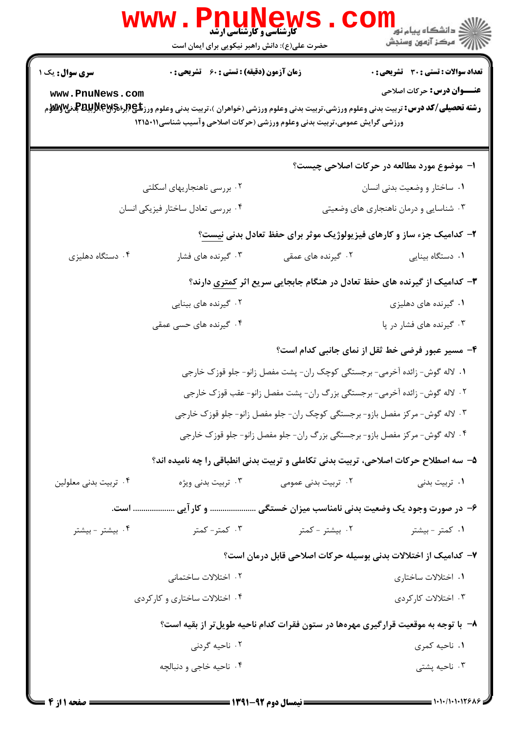کارشناسی و کارشناسی ارشد

حضرت علی(ع): دانش راهبر نیکویی برای ایمان است

**سری سوال:** یک ۱

**زمان آزمون (دقیقه) : تستی : ۶۰ تشریحی : ۰**

**تعداد سوالات : تستی : ۳۰ تشریحی : ۰**

**عنـــوان درس:** حرکات اصلاحی

**رشته تحصیلی/کد درس:** تربیت بدنی وعلوم ورزشی،تربیت بدنی وعلوم ورزشی (خواهران )،تربیت بدنی وعلوم ورزشی (برادران )،تربیت بدنی وعلوم ورزشی گرایش عمومی،تربیت بدنی وعلوم ورزشی (حرکات اصلاحی وآسیب شناسی)۱۲۱۵۰۱۱

**۱- موضوع مورد مطالعه در حرکات اصلاحی چیست؟**

۱. ساختار و وضعیت بدنی انسان

۲. بررسی ناهنجاریهای اسکلتی

۳. شناسایی و درمان ناهنجاری های وضعیتی

۴. بررسی تعادل ساختار فیزیکی انسان

**۲- کدامیک جزء ساز و کارهای فیزیولوژیک موثر برای حفظ تعادل بدنی نیست؟**

۱. دستگاه بینایی

۲. گیرنده های عمقی

۳. گیرنده های فشار

۴. دستگاه دهلیزی

**۳- کدامیک از گیرنده های حفظ تعادل در هنگام جابجایی سریع اثر کمتری دارند؟**

۱. گیرنده های دهلیزی

۲. گیرنده های بینایی

۳. گیرنده های فشار در پا

۴. گیرنده های حسی عمقی

**۴- مسیر عبور فرضی خط ثقل از نمای جانبی کدام است؟**

۱. لاله گوش- زائده آخرمی- برجستگی کوچک ران- پشت مفصل زانو- جلو قوزک خارجی

۲. لاله گوش- زائده آخرمی- برجستگی بزرگ ران- پشت مفصل زانو- عقب قوزک خارجی

۳. لاله گوش- مرکز مفصل بازو- برجستگی کوچک ران- جلو مفصل زانو- جلو قوزک خارجی

۴. لاله گوش- مرکز مفصل بازو- برجستگی بزرگ ران- جلو مفصل زانو- جلو قوزک خارجی

**۵- سه اصطلاح حرکات اصلاحی، تربیت بدنی تکاملی و تربیت بدنی انطباقی را چه نامیده اند؟**

۱. تربیت بدنی

۲. تربیت بدنی عمومی

۳. تربیت بدنی ویژه

۴. تربیت بدنی معلولین

**۶- در صورت وجود یک وضعیت بدنی نامناسب میزان خستگی ..................... و کارآیی ................... است.**

۱. کمتر - بیشتر

۲. بیشتر - کمتر

۳. کمتر- کمتر

۴. بیشتر - بیشتر

**۷- کدامیک از اختلالات بدنی بوسیله حرکات اصلاحی قابل درمان است؟**

۱. اختلالات ساختاری

۲. اختلالات ساختمانی

۳. اختلالات کارکردی

۴. اختلالات ساختاری و کارکردی

**۸- با توجه به موقعیت قرارگیری مهرهها در ستون فقرات کدام ناحیه طویل‌تر از بقیه است؟**

۱. ناحیه کمری

۲. ناحیه گردنی

۳. ناحیه پشتی

۴. ناحیه خاجی و دنبالچه

**نیمسال دوم ۹۲-۱۳۹۱**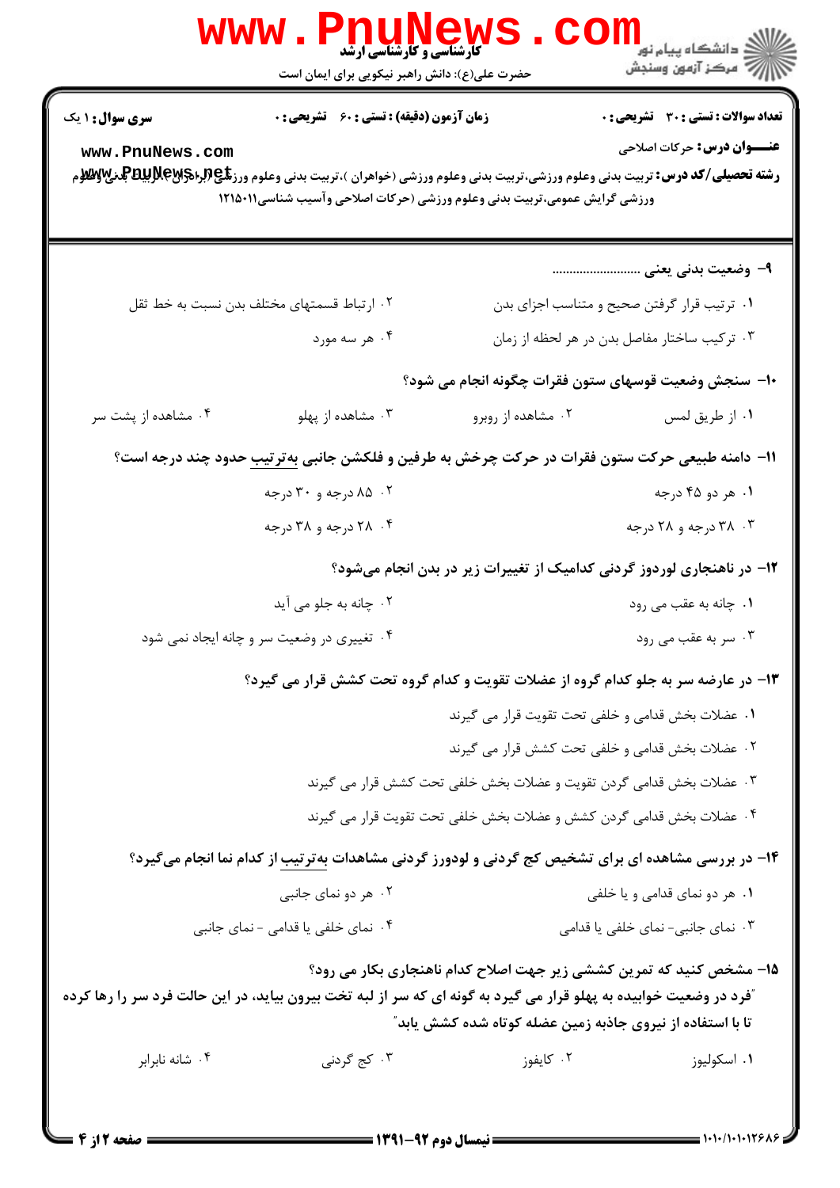**سری سوال:** ۱ یک

**زمان آزمون (دقیقه) : تستی : ۶۰ تشریحی : ۰**

**تعداد سوالات : تستی : ۳۰ تشریحی : ۰**

**عنـــوان درس:** حرکات اصلاحی

**رشته تحصیلی/کد درس:** تربیت بدنی وعلوم ورزشی،تربیت بدنی وعلوم ورزشی (خواهران )،تربیت بدنی وعلوم ورزشی (برادران )،تربیت بدنی وعلوم ورزشی گرایش عمومی،تربیت بدنی وعلوم ورزشی (حرکات اصلاحی وآسیب شناسی۱۲۱۵۰۱۱

**۹- وضعیت بدنی یعنی ..........................**

۱. ترتیب قرار گرفتن صحیح و متناسب اجزای بدن
۲. ارتباط قسمتهای مختلف بدن نسبت به خط ثقل
۳. ترکیب ساختار مفاصل بدن در هر لحظه از زمان
۴. هر سه مورد

**۱۰- سنجش وضعیت قوسهای ستون فقرات چگونه انجام می شود؟**

۱. از طریق لمس
۲. مشاهده از روبرو
۳. مشاهده از پهلو
۴. مشاهده از پشت سر

**۱۱- دامنه طبیعی حرکت ستون فقرات در حرکت چرخش به طرفین و فلکشن جانبی به‌ترتیب حدود چند درجه است؟**

۱. هر دو ۴۵ درجه
۲. ۸۵ درجه و ۳۰ درجه
۳. ۳۸ درجه و ۲۸ درجه
۴. ۲۸ درجه و ۳۸ درجه

**۱۲- در ناهنجاری لوردوز گردنی کدامیک از تغییرات زیر در بدن انجام می‌شود؟**

۱. چانه به عقب می رود
۲. چانه به جلو می آید
۳. سر به عقب می رود
۴. تغییری در وضعیت سر و چانه ایجاد نمی شود

**۱۳- در عارضه سر به جلو کدام گروه از عضلات تقویت و کدام گروه تحت کشش قرار می گیرد؟**

۱. عضلات بخش قدامی و خلفی تحت تقویت قرار می گیرند
۲. عضلات بخش قدامی و خلفی تحت کشش قرار می گیرند
۳. عضلات بخش قدامی گردن تقویت و عضلات بخش خلفی تحت کشش قرار می گیرند
۴. عضلات بخش قدامی گردن کشش و عضلات بخش خلفی تحت تقویت قرار می گیرند

**۱۴- در بررسی مشاهده ای برای تشخیص کج گردنی و لودورز گردنی مشاهدات به‌ترتیب از کدام نما انجام می‌گیرد؟**

۱. هر دو نمای قدامی و یا خلفی
۲. هر دو نمای جانبی
۳. نمای جانبی- نمای خلفی یا قدامی
۴. نمای خلفی یا قدامی - نمای جانبی

**۱۵- مشخص کنید که تمرین کششی زیر جهت اصلاح کدام ناهنجاری بکار می رود؟**
**"فرد در وضعیت خوابیده به پهلو قرار می گیرد به گونه ای که سر از لبه تخت بیرون بیاید، در این حالت فرد سر را رها کرده تا با استفاده از نیروی جاذبه زمین عضله کوتاه شده کشش یابد"**

۱. اسکولیوز
۲. کایفوز
۳. کج گردنی
۴. شانه نابرابر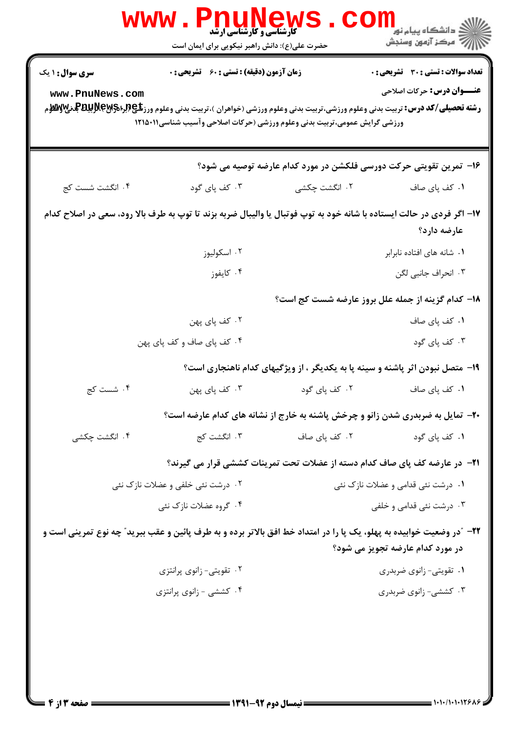۱۶- تمرین تقویتی حرکت دورسی فلکشن در مورد کدام عارضه توصیه می شود؟

۱. کف پای صاف
۲. انگشت چکشی
۳. کف پای گود
۴. انگشت شست کج

۱۷- اگر فردی در حالت ایستاده با شانه خود به توپ فوتبال یا والیبال ضربه بزند تا توپ به طرف بالا رود، سعی در اصلاح کدام عارضه دارد؟

۱. شانه های افتاده نابرابر
۲. اسکولیوز
۳. انحراف جانبی لگن
۴. کایفوز

۱۸- کدام گزینه از جمله علل بروز عارضه شست کج است؟

۱. کف پای صاف
۲. کف پای پهن
۳. کف پای گود
۴. کف پای صاف و کف پای پهن

۱۹- متصل نبودن اثر پاشنه و سینه پا به یکدیگر ، از ویژگیهای کدام ناهنجاری است؟

۱. کف پای صاف
۲. کف پای گود
۳. کف پای پهن
۴. شست کج

۲۰- تمایل به ضربدری شدن زانو و چرخش پاشنه به خارج از نشانه های کدام عارضه است؟

۱. کف پای گود
۲. کف پای صاف
۳. انگشت کج
۴. انگشت چکشی

۲۱- در عارضه کف پای صاف کدام دسته از عضلات تحت تمرینات کششی قرار می گیرند؟

۱. درشت نئی قدامی و عضلات نازک نئی
۲. درشت نئی خلفی و عضلات نازک نئی
۳. درشت نئی قدامی و خلفی
۴. گروه عضلات نازک نئی

۲۲- "در وضعیت خوابیده به پهلو، یک پا را در امتداد خط افق بالاتر برده و به طرف پائین و عقب ببرید" چه نوع تمرینی است و در مورد کدام عارضه تجویز می شود؟

۱. تقویتی- زانوی ضربدری
۲. تقویتی- زانوی پرانتزی
۳. کششی- زانوی ضربدری
۴. کششی - زانوی پرانتزی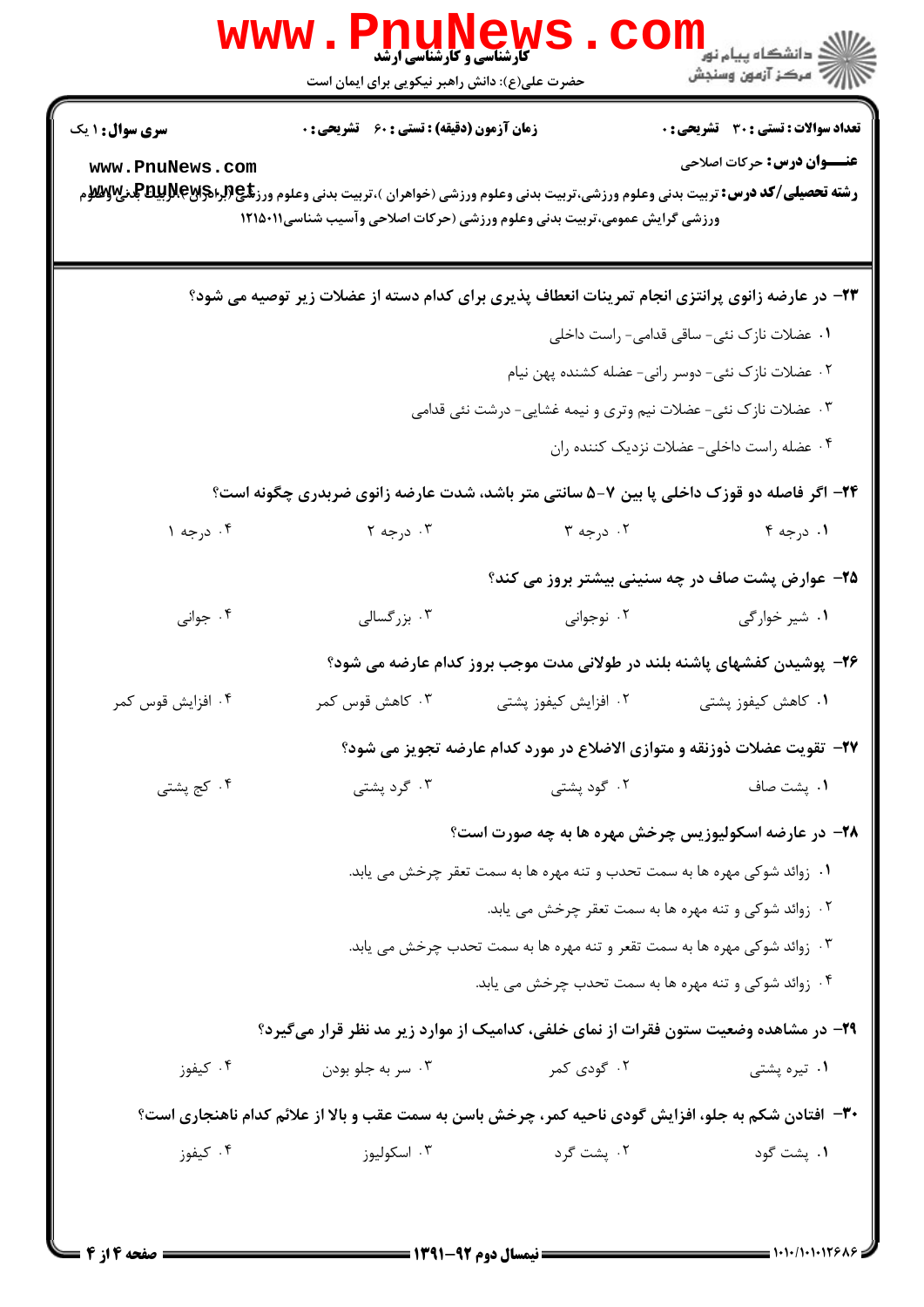۲۳- در عارضه زانوی پرانتزی انجام تمرینات انعطاف پذیری برای کدام دسته از عضلات زیر توصیه می شود؟

۱. عضلات نازک نئی- ساقی قدامی- راست داخلی

۲. عضلات نازک نئی- دوسر رانی- عضله کشنده پهن نیام

۳. عضلات نازک نئی- عضلات نیم وتری و نیمه غشایی- درشت نئی قدامی

۴. عضله راست داخلی- عضلات نزدیک کننده ران

۲۴- اگر فاصله دو قوزک داخلی پا بین ۷-۵ سانتی متر باشد، شدت عارضه زانوی ضربدری چگونه است؟

۱. درجه ۴ &nbsp;&nbsp;&nbsp; ۲. درجه ۳ &nbsp;&nbsp;&nbsp; ۳. درجه ۲ &nbsp;&nbsp;&nbsp; ۴. درجه ۱

۲۵- عوارض پشت صاف در چه سنینی بیشتر بروز می کند؟

۱. شیر خوارگی &nbsp;&nbsp;&nbsp; ۲. نوجوانی &nbsp;&nbsp;&nbsp; ۳. بزرگسالی &nbsp;&nbsp;&nbsp; ۴. جوانی

۲۶- پوشیدن کفشهای پاشنه بلند در طولانی مدت موجب بروز کدام عارضه می شود؟

۱. کاهش کیفوز پشتی &nbsp;&nbsp;&nbsp; ۲. افزایش کیفوز پشتی &nbsp;&nbsp;&nbsp; ۳. کاهش قوس کمر &nbsp;&nbsp;&nbsp; ۴. افزایش قوس کمر

۲۷- تقویت عضلات ذوزنقه و متوازی الاضلاع در مورد کدام عارضه تجویز می شود؟

۱. پشت صاف &nbsp;&nbsp;&nbsp; ۲. گود پشتی &nbsp;&nbsp;&nbsp; ۳. گرد پشتی &nbsp;&nbsp;&nbsp; ۴. کج پشتی

۲۸- در عارضه اسکولیوزیس چرخش مهره ها به چه صورت است؟

۱. زوائد شوکی مهره ها به سمت تحدب و تنه مهره ها به سمت تقعر چرخش می یابد.

۲. زوائد شوکی و تنه مهره ها به سمت تقعر چرخش می یابد.

۳. زوائد شوکی مهره ها به سمت تقعر و تنه مهره ها به سمت تحدب چرخش می یابد.

۴. زوائد شوکی و تنه مهره ها به سمت تحدب چرخش می یابد.

۲۹- در مشاهده وضعیت ستون فقرات از نمای خلفی، کدامیک از موارد زیر مد نظر قرار می‌گیرد؟

۱. تیره پشتی &nbsp;&nbsp;&nbsp; ۲. گودی کمر &nbsp;&nbsp;&nbsp; ۳. سر به جلو بودن &nbsp;&nbsp;&nbsp; ۴. کیفوز

۳۰- افتادن شکم به جلو، افزایش گودی ناحیه کمر، چرخش باسن به سمت عقب و بالا از علائم کدام ناهنجاری است؟

۱. پشت گود &nbsp;&nbsp;&nbsp; ۲. پشت گرد &nbsp;&nbsp;&nbsp; ۳. اسکولیوز &nbsp;&nbsp;&nbsp; ۴. کیفوز